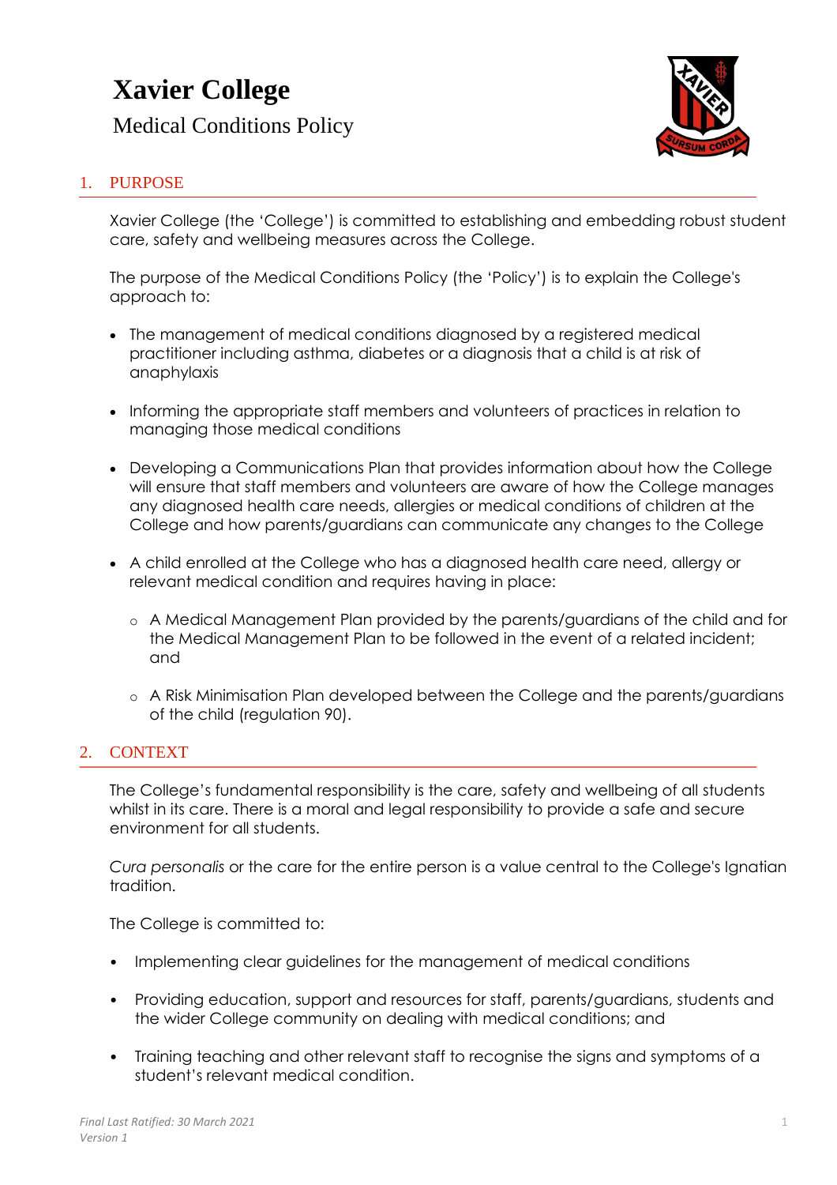# Xavier College

Medical Conditions Policy

## 1. PURPOSE

Xavier College (the 'College') is committed to establishing and embedding robust student care, safety and wellbeing measures across the College.

The purpose of the Medical Conditions Policy (the 'Policy') is to explain the College's approach to:

- The management of medical conditions diagnosed by a registered medical practitioner including asthma, diabetes or a diagnosis that a child is at risk of anaphylaxis
- Informing the appropriate staff members and volunteers of practices in relation to managing those medical conditions
- Developing a Communications Plan that provides information about how the College will ensure that staff members and volunteers are aware of how the College manages any diagnosed health care needs, allergies or medical conditions of children at the College and how parents/guardians can communicate any changes to the College
- A child enrolled at the College who has a diagnosed health care need, allergy or relevant medical condition and requires having in place:
    - A Medical Management Plan provided by the parents/guardians of the child and for the Medical Management Plan to be followed in the event of a related incident; and
    - A Risk Minimisation Plan developed between the College and the parents/guardians of the child (regulation 90).

## 2. CONTEXT

The College's fundamental responsibility is the care, safety and wellbeing of all students whilst in its care. There is a moral and legal responsibility to provide a safe and secure environment for all students.

*Cura personalis* or the care for the entire person is a value central to the College's Ignatian tradition.

The College is committed to:

- Implementing clear guidelines for the management of medical conditions
- Providing education, support and resources for staff, parents/guardians, students and the wider College community on dealing with medical conditions; and
- Training teaching and other relevant staff to recognise the signs and symptoms of a student's relevant medical condition.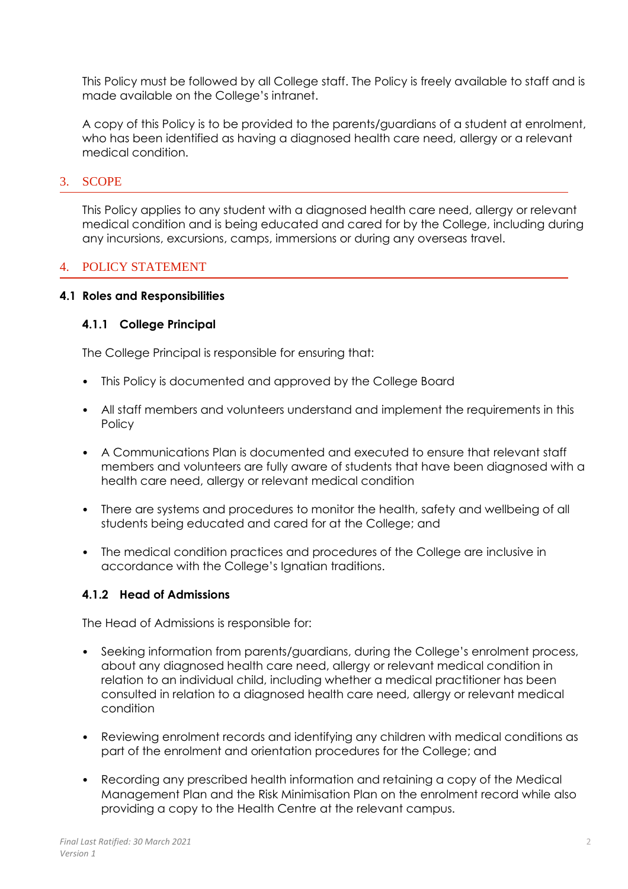This Policy must be followed by all College staff. The Policy is freely available to staff and is made available on the College's intranet.

A copy of this Policy is to be provided to the parents/guardians of a student at enrolment, who has been identified as having a diagnosed health care need, allergy or a relevant medical condition.

## 3. SCOPE

This Policy applies to any student with a diagnosed health care need, allergy or relevant medical condition and is being educated and cared for by the College, including during any incursions, excursions, camps, immersions or during any overseas travel.

## 4. POLICY STATEMENT

### 4.1 Roles and Responsibilities

#### 4.1.1 College Principal

The College Principal is responsible for ensuring that:

- This Policy is documented and approved by the College Board
- All staff members and volunteers understand and implement the requirements in this Policy
- A Communications Plan is documented and executed to ensure that relevant staff members and volunteers are fully aware of students that have been diagnosed with a health care need, allergy or relevant medical condition
- There are systems and procedures to monitor the health, safety and wellbeing of all students being educated and cared for at the College; and
- The medical condition practices and procedures of the College are inclusive in accordance with the College's Ignatian traditions.

#### 4.1.2 Head of Admissions

The Head of Admissions is responsible for:

- Seeking information from parents/guardians, during the College's enrolment process, about any diagnosed health care need, allergy or relevant medical condition in relation to an individual child, including whether a medical practitioner has been consulted in relation to a diagnosed health care need, allergy or relevant medical condition
- Reviewing enrolment records and identifying any children with medical conditions as part of the enrolment and orientation procedures for the College; and
- Recording any prescribed health information and retaining a copy of the Medical Management Plan and the Risk Minimisation Plan on the enrolment record while also providing a copy to the Health Centre at the relevant campus.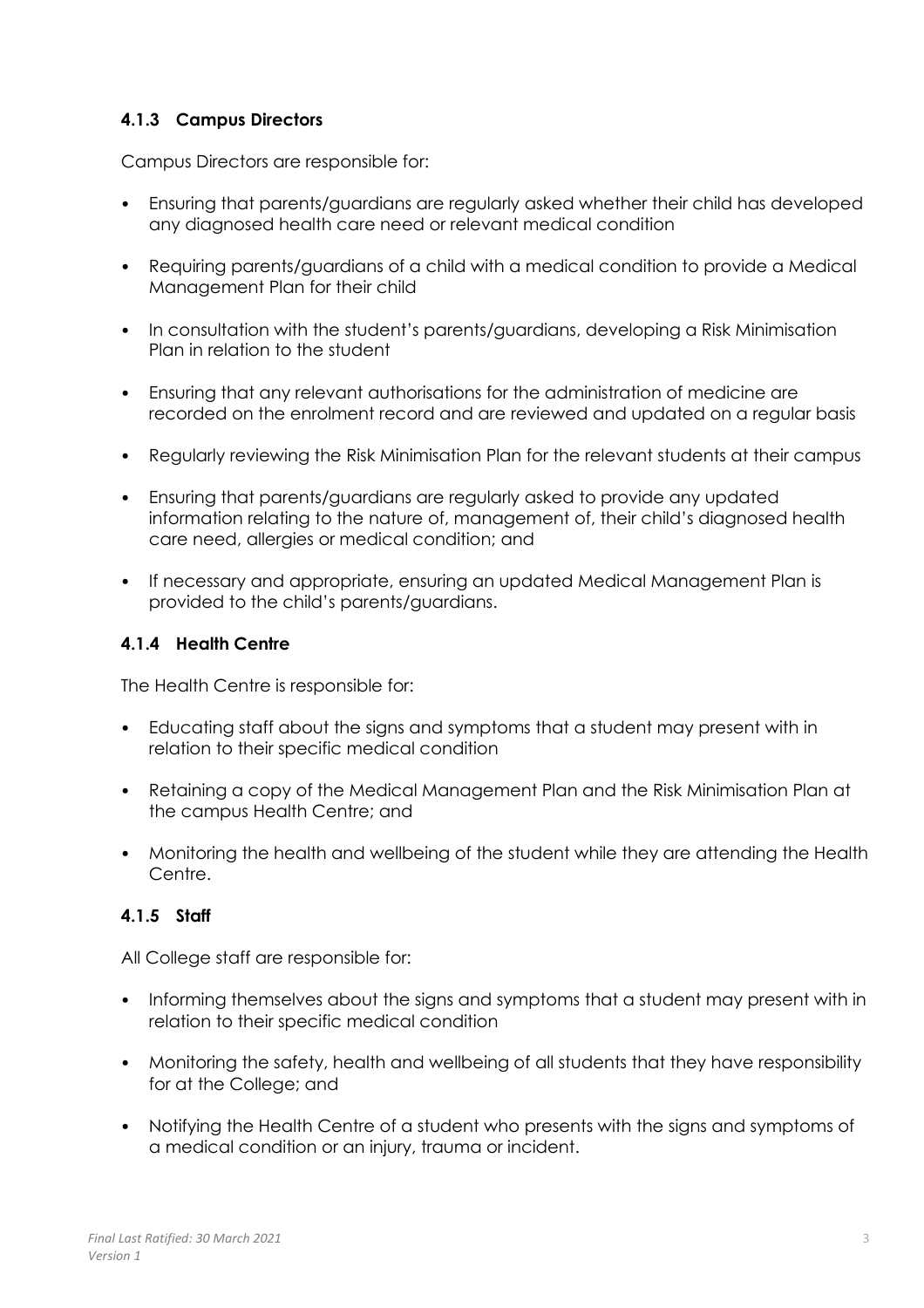#### 4.1.3 Campus Directors

Campus Directors are responsible for:

- Ensuring that parents/guardians are regularly asked whether their child has developed any diagnosed health care need or relevant medical condition
- Requiring parents/guardians of a child with a medical condition to provide a Medical Management Plan for their child
- In consultation with the student's parents/guardians, developing a Risk Minimisation Plan in relation to the student
- Ensuring that any relevant authorisations for the administration of medicine are recorded on the enrolment record and are reviewed and updated on a regular basis
- Regularly reviewing the Risk Minimisation Plan for the relevant students at their campus
- Ensuring that parents/guardians are regularly asked to provide any updated information relating to the nature of, management of, their child's diagnosed health care need, allergies or medical condition; and
- If necessary and appropriate, ensuring an updated Medical Management Plan is provided to the child's parents/guardians.

#### 4.1.4 Health Centre

The Health Centre is responsible for:

- Educating staff about the signs and symptoms that a student may present with in relation to their specific medical condition
- Retaining a copy of the Medical Management Plan and the Risk Minimisation Plan at the campus Health Centre; and
- Monitoring the health and wellbeing of the student while they are attending the Health Centre.

#### 4.1.5 Staff

All College staff are responsible for:

- Informing themselves about the signs and symptoms that a student may present with in relation to their specific medical condition
- Monitoring the safety, health and wellbeing of all students that they have responsibility for at the College; and
- Notifying the Health Centre of a student who presents with the signs and symptoms of a medical condition or an injury, trauma or incident.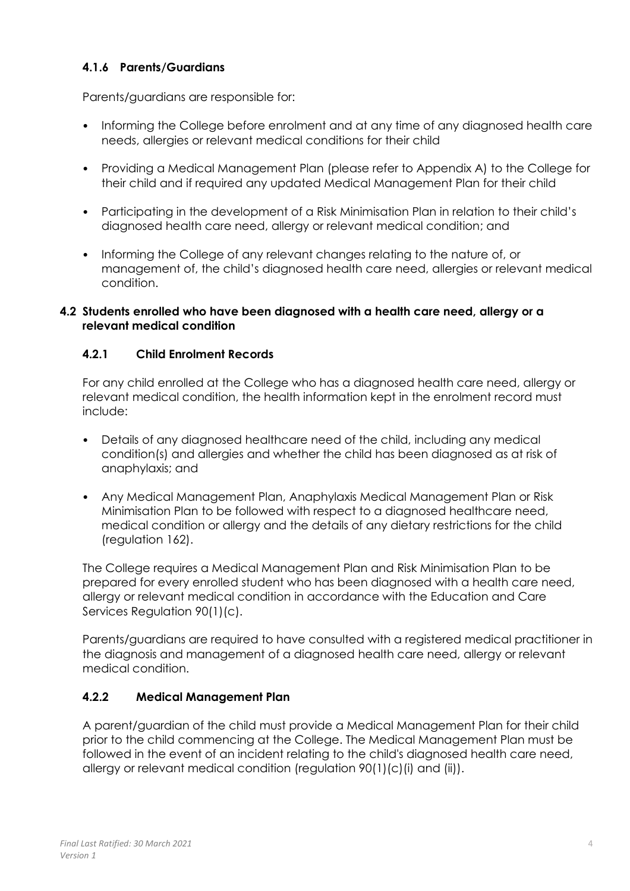#### 4.1.6 Parents/Guardians

Parents/guardians are responsible for:

- Informing the College before enrolment and at any time of any diagnosed health care needs, allergies or relevant medical conditions for their child
- Providing a Medical Management Plan (please refer to Appendix A) to the College for their child and if required any updated Medical Management Plan for their child
- Participating in the development of a Risk Minimisation Plan in relation to their child's diagnosed health care need, allergy or relevant medical condition; and
- Informing the College of any relevant changes relating to the nature of, or management of, the child's diagnosed health care need, allergies or relevant medical condition.

### 4.2 Students enrolled who have been diagnosed with a health care need, allergy or a relevant medical condition

#### 4.2.1 Child Enrolment Records

For any child enrolled at the College who has a diagnosed health care need, allergy or relevant medical condition, the health information kept in the enrolment record must include:

- Details of any diagnosed healthcare need of the child, including any medical condition(s) and allergies and whether the child has been diagnosed as at risk of anaphylaxis; and
- Any Medical Management Plan, Anaphylaxis Medical Management Plan or Risk Minimisation Plan to be followed with respect to a diagnosed healthcare need, medical condition or allergy and the details of any dietary restrictions for the child (regulation 162).

The College requires a Medical Management Plan and Risk Minimisation Plan to be prepared for every enrolled student who has been diagnosed with a health care need, allergy or relevant medical condition in accordance with the Education and Care Services Regulation 90(1)(c).

Parents/guardians are required to have consulted with a registered medical practitioner in the diagnosis and management of a diagnosed health care need, allergy or relevant medical condition.

#### 4.2.2 Medical Management Plan

A parent/guardian of the child must provide a Medical Management Plan for their child prior to the child commencing at the College. The Medical Management Plan must be followed in the event of an incident relating to the child's diagnosed health care need, allergy or relevant medical condition (regulation 90(1)(c)(i) and (ii)).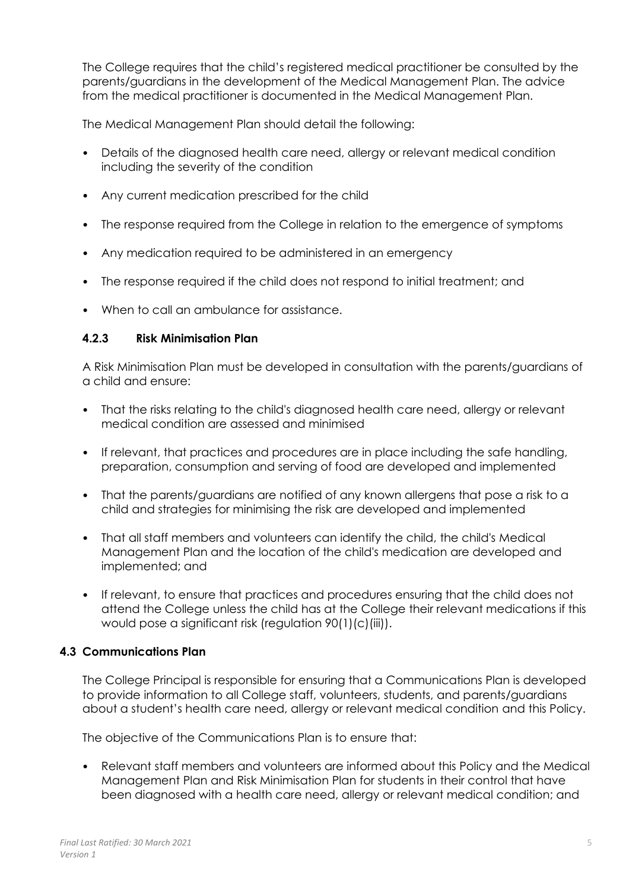The College requires that the child's registered medical practitioner be consulted by the parents/guardians in the development of the Medical Management Plan. The advice from the medical practitioner is documented in the Medical Management Plan.

The Medical Management Plan should detail the following:

- Details of the diagnosed health care need, allergy or relevant medical condition including the severity of the condition
- Any current medication prescribed for the child
- The response required from the College in relation to the emergence of symptoms
- Any medication required to be administered in an emergency
- The response required if the child does not respond to initial treatment; and
- When to call an ambulance for assistance.

#### 4.2.3 Risk Minimisation Plan

A Risk Minimisation Plan must be developed in consultation with the parents/guardians of a child and ensure:

- That the risks relating to the child's diagnosed health care need, allergy or relevant medical condition are assessed and minimised
- If relevant, that practices and procedures are in place including the safe handling, preparation, consumption and serving of food are developed and implemented
- That the parents/guardians are notified of any known allergens that pose a risk to a child and strategies for minimising the risk are developed and implemented
- That all staff members and volunteers can identify the child, the child's Medical Management Plan and the location of the child's medication are developed and implemented; and
- If relevant, to ensure that practices and procedures ensuring that the child does not attend the College unless the child has at the College their relevant medications if this would pose a significant risk (regulation 90(1)(c)(iii)).

### 4.3 Communications Plan

The College Principal is responsible for ensuring that a Communications Plan is developed to provide information to all College staff, volunteers, students, and parents/guardians about a student's health care need, allergy or relevant medical condition and this Policy.

The objective of the Communications Plan is to ensure that:

- Relevant staff members and volunteers are informed about this Policy and the Medical Management Plan and Risk Minimisation Plan for students in their control that have been diagnosed with a health care need, allergy or relevant medical condition; and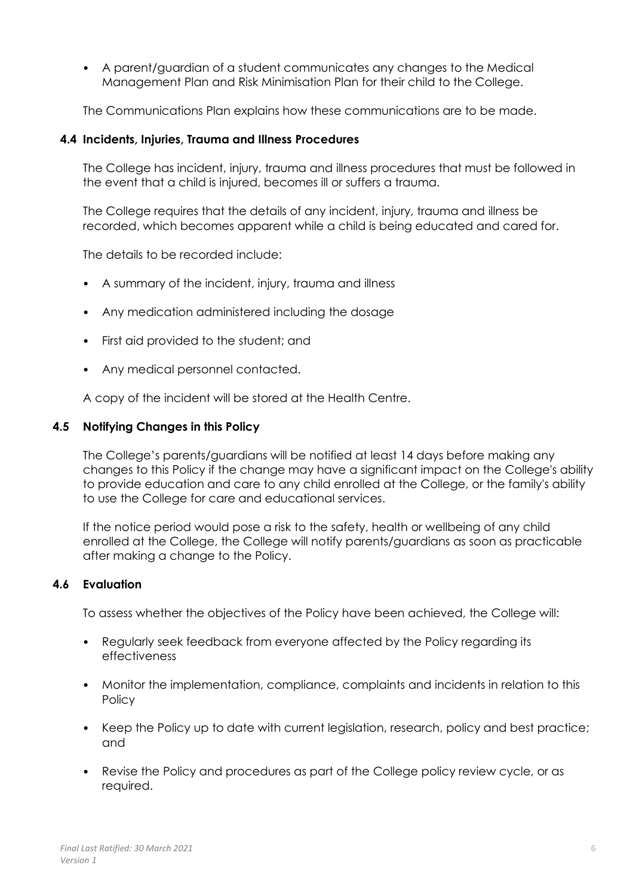- A parent/guardian of a student communicates any changes to the Medical Management Plan and Risk Minimisation Plan for their child to the College.

The Communications Plan explains how these communications are to be made.

### 4.4 Incidents, Injuries, Trauma and Illness Procedures

The College has incident, injury, trauma and illness procedures that must be followed in the event that a child is injured, becomes ill or suffers a trauma.

The College requires that the details of any incident, injury, trauma and illness be recorded, which becomes apparent while a child is being educated and cared for.

The details to be recorded include:

- A summary of the incident, injury, trauma and illness
- Any medication administered including the dosage
- First aid provided to the student; and
- Any medical personnel contacted.

A copy of the incident will be stored at the Health Centre.

### 4.5 Notifying Changes in this Policy

The College's parents/guardians will be notified at least 14 days before making any changes to this Policy if the change may have a significant impact on the College's ability to provide education and care to any child enrolled at the College, or the family's ability to use the College for care and educational services.

If the notice period would pose a risk to the safety, health or wellbeing of any child enrolled at the College, the College will notify parents/guardians as soon as practicable after making a change to the Policy.

### 4.6 Evaluation

To assess whether the objectives of the Policy have been achieved, the College will:

- Regularly seek feedback from everyone affected by the Policy regarding its effectiveness
- Monitor the implementation, compliance, complaints and incidents in relation to this Policy
- Keep the Policy up to date with current legislation, research, policy and best practice; and
- Revise the Policy and procedures as part of the College policy review cycle, or as required.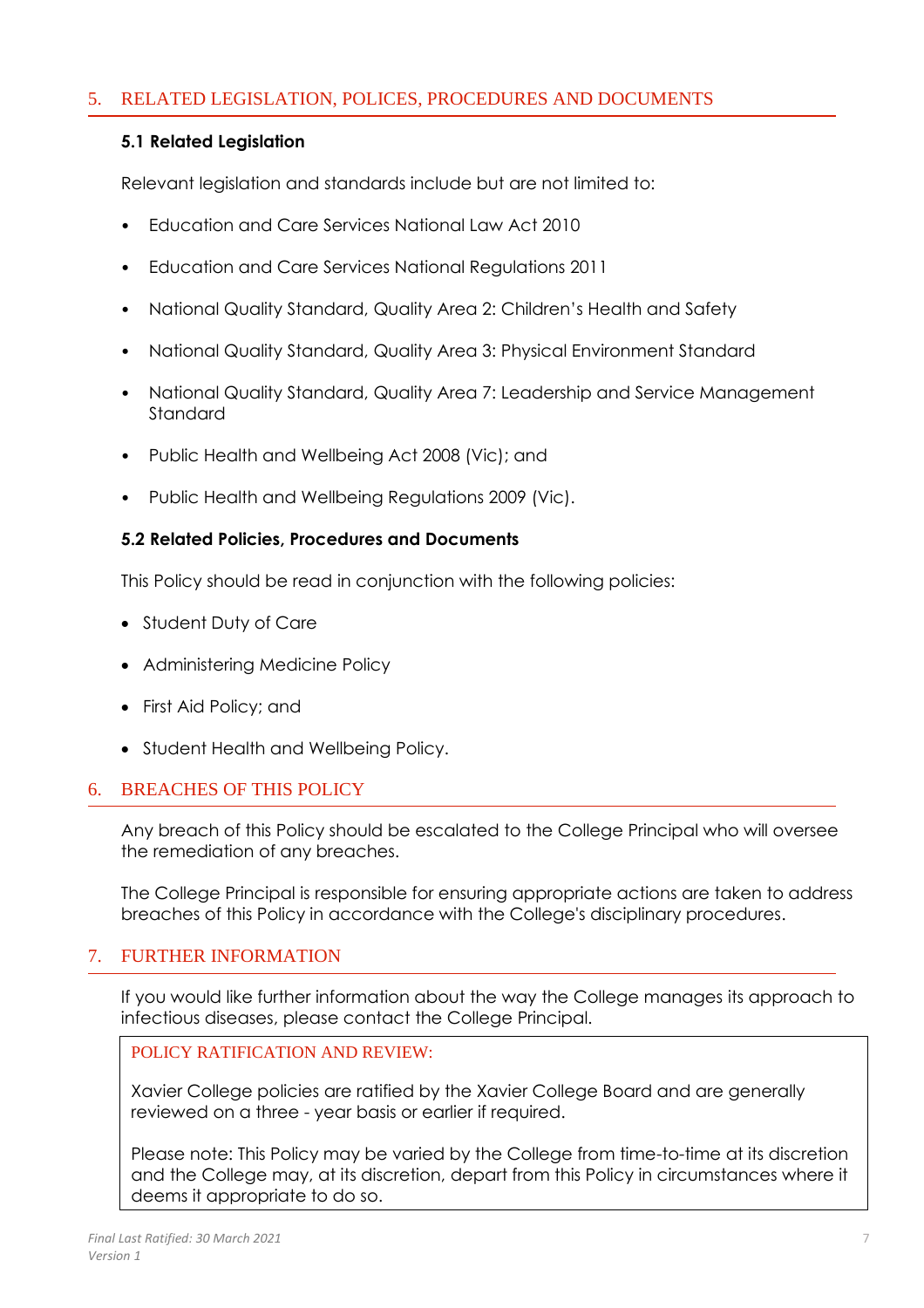## 5. RELATED LEGISLATION, POLICES, PROCEDURES AND DOCUMENTS

### 5.1 Related Legislation

Relevant legislation and standards include but are not limited to:

- Education and Care Services National Law Act 2010
- Education and Care Services National Regulations 2011
- National Quality Standard, Quality Area 2: Children's Health and Safety
- National Quality Standard, Quality Area 3: Physical Environment Standard
- National Quality Standard, Quality Area 7: Leadership and Service Management Standard
- Public Health and Wellbeing Act 2008 (Vic); and
- Public Health and Wellbeing Regulations 2009 (Vic).

### 5.2 Related Policies, Procedures and Documents

This Policy should be read in conjunction with the following policies:

- Student Duty of Care
- Administering Medicine Policy
- First Aid Policy; and
- Student Health and Wellbeing Policy.

## 6. BREACHES OF THIS POLICY

Any breach of this Policy should be escalated to the College Principal who will oversee the remediation of any breaches.

The College Principal is responsible for ensuring appropriate actions are taken to address breaches of this Policy in accordance with the College's disciplinary procedures.

## 7. FURTHER INFORMATION

If you would like further information about the way the College manages its approach to infectious diseases, please contact the College Principal.

POLICY RATIFICATION AND REVIEW:

Xavier College policies are ratified by the Xavier College Board and are generally reviewed on a three - year basis or earlier if required.

Please note: This Policy may be varied by the College from time-to-time at its discretion and the College may, at its discretion, depart from this Policy in circumstances where it deems it appropriate to do so.

*Final Last Ratified: 30 March 2021*
*Version 1*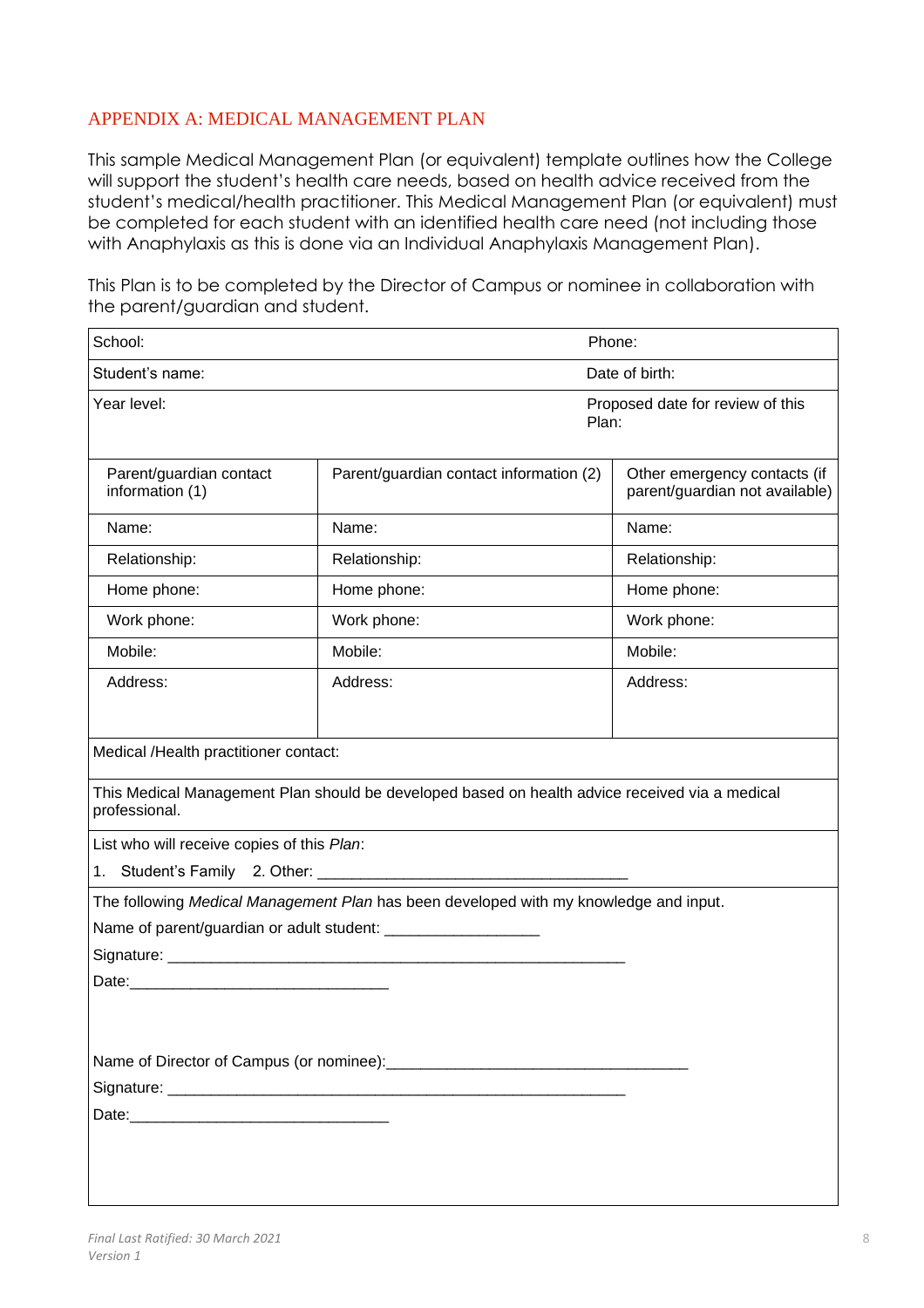## APPENDIX A: MEDICAL MANAGEMENT PLAN

This sample Medical Management Plan (or equivalent) template outlines how the College will support the student's health care needs, based on health advice received from the student's medical/health practitioner. This Medical Management Plan (or equivalent) must be completed for each student with an identified health care need (not including those with Anaphylaxis as this is done via an Individual Anaphylaxis Management Plan).

This Plan is to be completed by the Director of Campus or nominee in collaboration with the parent/guardian and student.

| School: | | Phone: |
|---|---|---|
| Student's name: | | Date of birth: |
| Year level: | | Proposed date for review of this Plan: |
| Parent/guardian contact information (1) | Parent/guardian contact information (2) | Other emergency contacts (if parent/guardian not available) |
| Name: | Name: | Name: |
| Relationship: | Relationship: | Relationship: |
| Home phone: | Home phone: | Home phone: |
| Work phone: | Work phone: | Work phone: |
| Mobile: | Mobile: | Mobile: |
| Address: | Address: | Address: |
| Medical /Health practitioner contact: | | |
| This Medical Management Plan should be developed based on health advice received via a medical professional. | | |
| List who will receive copies of this *Plan*:<br>1. Student's Family 2. Other: ___________________________________ | | |
| The following *Medical Management Plan* has been developed with my knowledge and input.<br>Name of parent/guardian or adult student: _________________<br>Signature: ___________________________________________________<br>Date:_____________________________<br><br>Name of Director of Campus (or nominee):__________________________________<br>Signature: ___________________________________________________<br>Date:_____________________________ | | |

*Final Last Ratified: 30 March 2021*
*Version 1*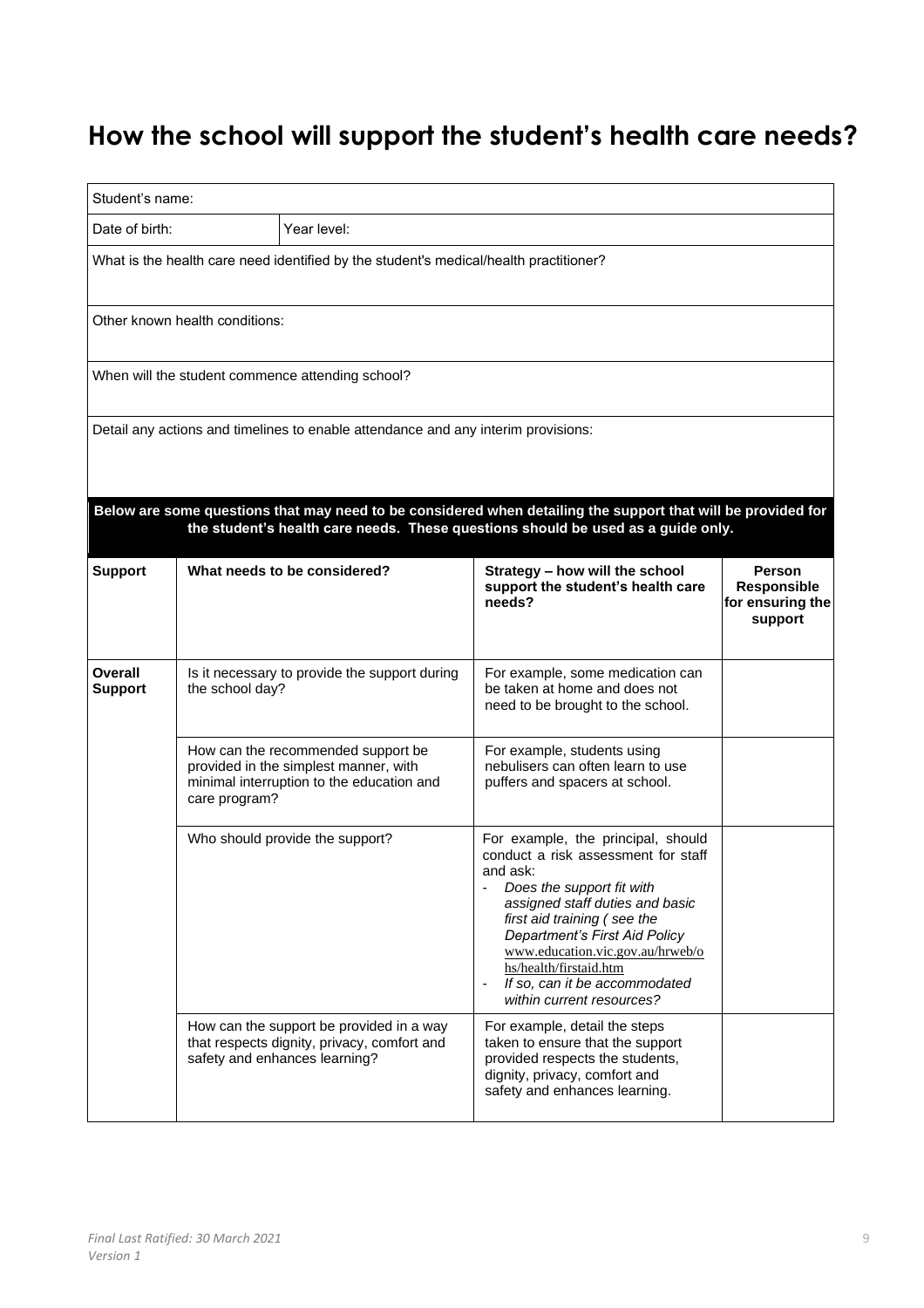# How the school will support the student's health care needs?

| Student's name: | | | |
|---|---|---|---|
| Date of birth: | Year level: | | |
| What is the health care need identified by the student's medical/health practitioner? | | | |
| Other known health conditions: | | | |
| When will the student commence attending school? | | | |
| Detail any actions and timelines to enable attendance and any interim provisions: | | | |

**Below are some questions that may need to be considered when detailing the support that will be provided for the student's health care needs. These questions should be used as a guide only.**

| Support | What needs to be considered? | Strategy – how will the school support the student's health care needs? | Person Responsible for ensuring the support |
|---|---|---|---|
| **Overall Support** | Is it necessary to provide the support during the school day? | For example, some medication can be taken at home and does not need to be brought to the school. | |
| | How can the recommended support be provided in the simplest manner, with minimal interruption to the education and care program? | For example, students using nebulisers can often learn to use puffers and spacers at school. | |
| | Who should provide the support? | For example, the principal, should conduct a risk assessment for staff and ask:<br>- *Does the support fit with assigned staff duties and basic first aid training ( see the Department's First Aid Policy* www.education.vic.gov.au/hrweb/ohs/health/firstaid.htm<br>- *If so, can it be accommodated within current resources?* | |
| | How can the support be provided in a way that respects dignity, privacy, comfort and safety and enhances learning? | For example, detail the steps taken to ensure that the support provided respects the students, dignity, privacy, comfort and safety and enhances learning. | |

*Final Last Ratified: 30 March 2021*
*Version 1*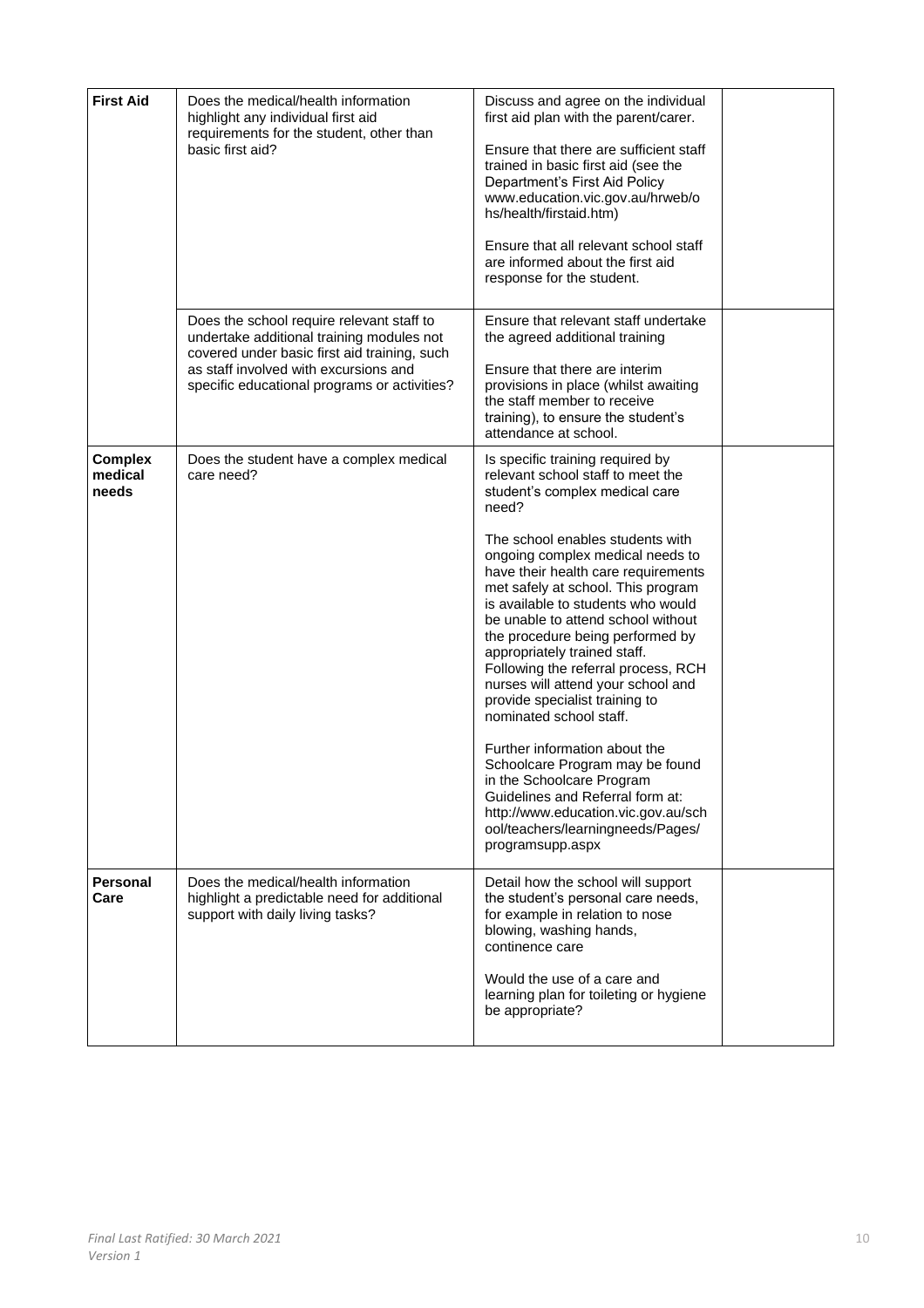| **First Aid** | Does the medical/health information highlight any individual first aid requirements for the student, other than basic first aid? | Discuss and agree on the individual first aid plan with the parent/carer.<br><br>Ensure that there are sufficient staff trained in basic first aid (see the Department's First Aid Policy www.education.vic.gov.au/hrweb/ohs/health/firstaid.htm)<br><br>Ensure that all relevant school staff are informed about the first aid response for the student. | |
|---|---|---|---|
| | Does the school require relevant staff to undertake additional training modules not covered under basic first aid training, such as staff involved with excursions and specific educational programs or activities? | Ensure that relevant staff undertake the agreed additional training<br><br>Ensure that there are interim provisions in place (whilst awaiting the staff member to receive training), to ensure the student's attendance at school. | |
| **Complex medical needs** | Does the student have a complex medical care need? | Is specific training required by relevant school staff to meet the student's complex medical care need?<br><br>The school enables students with ongoing complex medical needs to have their health care requirements met safely at school. This program is available to students who would be unable to attend school without the procedure being performed by appropriately trained staff. Following the referral process, RCH nurses will attend your school and provide specialist training to nominated school staff.<br><br>Further information about the Schoolcare Program may be found in the Schoolcare Program Guidelines and Referral form at: http://www.education.vic.gov.au/school/teachers/learningneeds/Pages/programsupp.aspx | |
| **Personal Care** | Does the medical/health information highlight a predictable need for additional support with daily living tasks? | Detail how the school will support the student's personal care needs, for example in relation to nose blowing, washing hands, continence care<br><br>Would the use of a care and learning plan for toileting or hygiene be appropriate? | |

*Final Last Ratified: 30 March 2021*
*Version 1*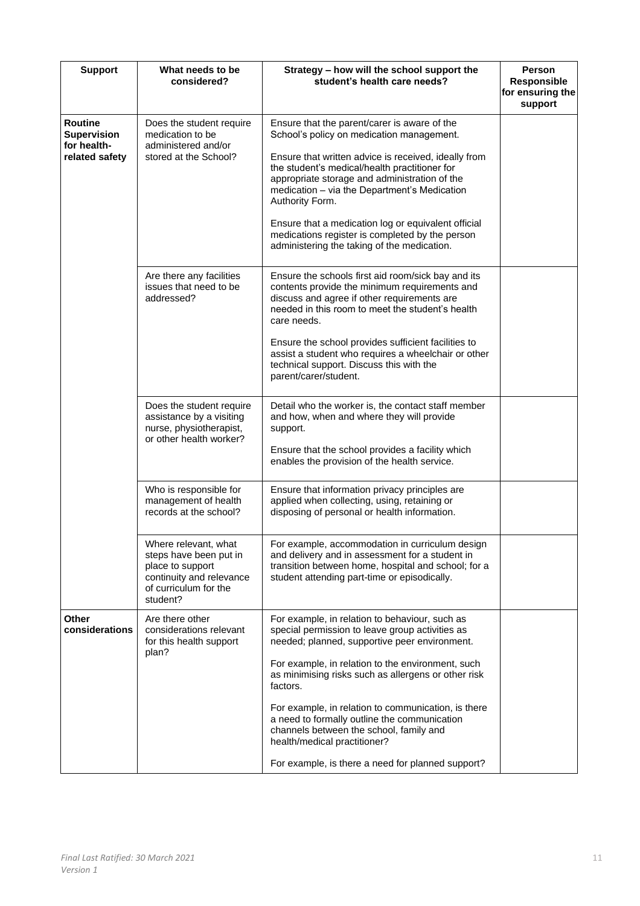| Support | What needs to be considered? | Strategy – how will the school support the student's health care needs? | Person Responsible for ensuring the support |
|---|---|---|---|
| **Routine Supervision for health-related safety** | Does the student require medication to be administered and/or stored at the School? | Ensure that the parent/carer is aware of the School's policy on medication management.<br><br>Ensure that written advice is received, ideally from the student's medical/health practitioner for appropriate storage and administration of the medication – via the Department's Medication Authority Form.<br><br>Ensure that a medication log or equivalent official medications register is completed by the person administering the taking of the medication. | |
| | Are there any facilities issues that need to be addressed? | Ensure the schools first aid room/sick bay and its contents provide the minimum requirements and discuss and agree if other requirements are needed in this room to meet the student's health care needs.<br><br>Ensure the school provides sufficient facilities to assist a student who requires a wheelchair or other technical support. Discuss this with the parent/carer/student. | |
| | Does the student require assistance by a visiting nurse, physiotherapist, or other health worker? | Detail who the worker is, the contact staff member and how, when and where they will provide support.<br><br>Ensure that the school provides a facility which enables the provision of the health service. | |
| | Who is responsible for management of health records at the school? | Ensure that information privacy principles are applied when collecting, using, retaining or disposing of personal or health information. | |
| | Where relevant, what steps have been put in place to support continuity and relevance of curriculum for the student? | For example, accommodation in curriculum design and delivery and in assessment for a student in transition between home, hospital and school; for a student attending part-time or episodically. | |
| **Other considerations** | Are there other considerations relevant for this health support plan? | For example, in relation to behaviour, such as special permission to leave group activities as needed; planned, supportive peer environment.<br><br>For example, in relation to the environment, such as minimising risks such as allergens or other risk factors.<br><br>For example, in relation to communication, is there a need to formally outline the communication channels between the school, family and health/medical practitioner?<br><br>For example, is there a need for planned support? | |

*Final Last Ratified: 30 March 2021*
*Version 1*